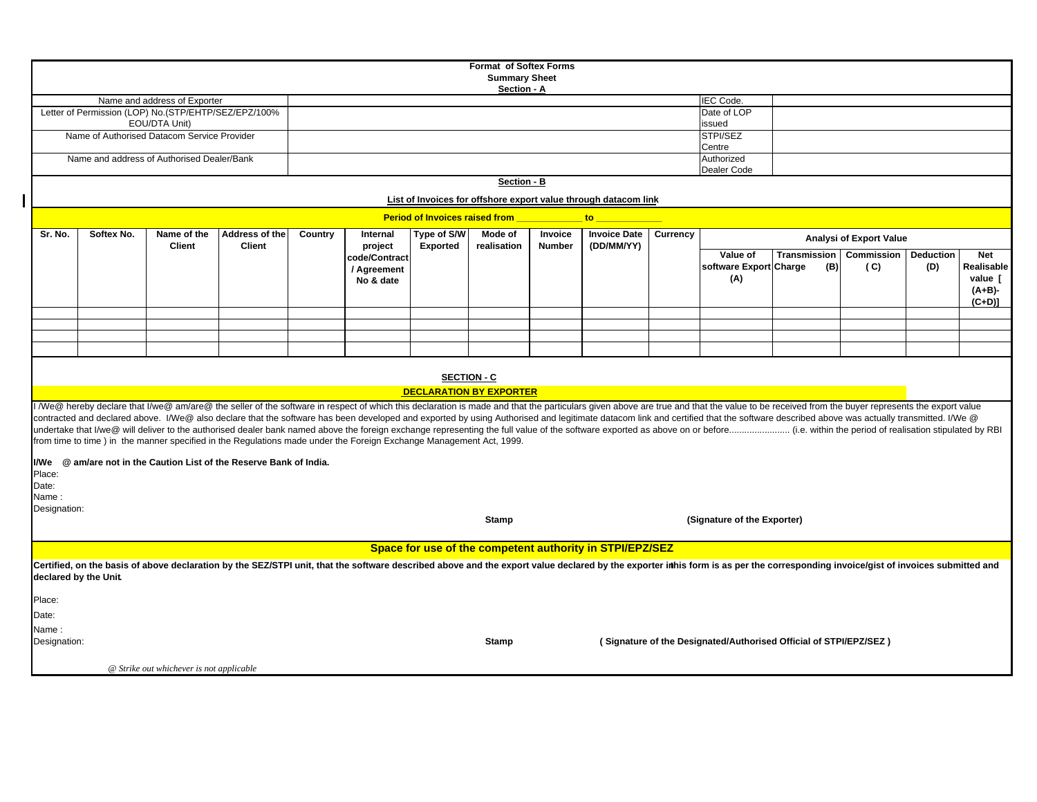# Format of Softex Forms

## Summary Sheet

### Section - A

| Name and address of Exporter | | IEC Code. | |
|---|---|---|---|
| Letter of Permission (LOP) No.(STP/EHTP/SEZ/EPZ/100% EOU/DTA Unit) | | Date of LOP issued | |
| Name of Authorised Datacom Service Provider | | STPI/SEZ Centre | |
| Name and address of Authorised Dealer/Bank | | Authorized Dealer Code | |

### Section - B

**List of Invoices for offshore export value through datacom link**

**Period of Invoices raised from ____________ to ____________**

| Sr. No. | Softex No. | Name of the Client | Address of the Client | Country | Internal project code/Contract / Agreement No & date | Type of S/W Exported | Mode of realisation | Invoice Number | Invoice Date (DD/MM/YY) | Currency | Analysi of Export Value | | | | |
|---|---|---|---|---|---|---|---|---|---|---|---|---|---|---|---|
| | | | | | | | | | | | Value of software Export (A) | Transmission Charge (B) | Commission ( C) | Deduction (D) | Net Realisable value [ (A+B)-(C+D)] |
| | | | | | | | | | | | | | | | |
| | | | | | | | | | | | | | | | |
| | | | | | | | | | | | | | | | |
| | | | | | | | | | | | | | | | |

### SECTION - C

**DECLARATION BY EXPORTER**

I /We@ hereby declare that I/we@ am/are@ the seller of the software in respect of which this declaration is made and that the particulars given above are true and that the value to be received from the buyer represents the export value contracted and declared above. I/We@ also declare that the software has been developed and exported by using Authorised and legitimate datacom link and certified that the software described above was actually transmitted. I/We @ undertake that I/we@ will deliver to the authorised dealer bank named above the foreign exchange representing the full value of the software exported as above on or before........................ (i.e. within the period of realisation stipulated by RBI from time to time ) in the manner specified in the Regulations made under the Foreign Exchange Management Act, 1999.

**I/We @ am/are not in the Caution List of the Reserve Bank of India.**

Place:
Date:
Name :
Designation:

**Stamp** **(Signature of the Exporter)**

**Space for use of the competent authority in STPI/EPZ/SEZ**

**Certified, on the basis of above declaration by the SEZ/STPI unit, that the software described above and the export value declared by the exporter in this form is as per the corresponding invoice/gist of invoices submitted and declared by the Unit.**

Place:

Date:

Name :
Designation:

**Stamp** **( Signature of the Designated/Authorised Official of STPI/EPZ/SEZ )**

*@ Strike out whichever is not applicable*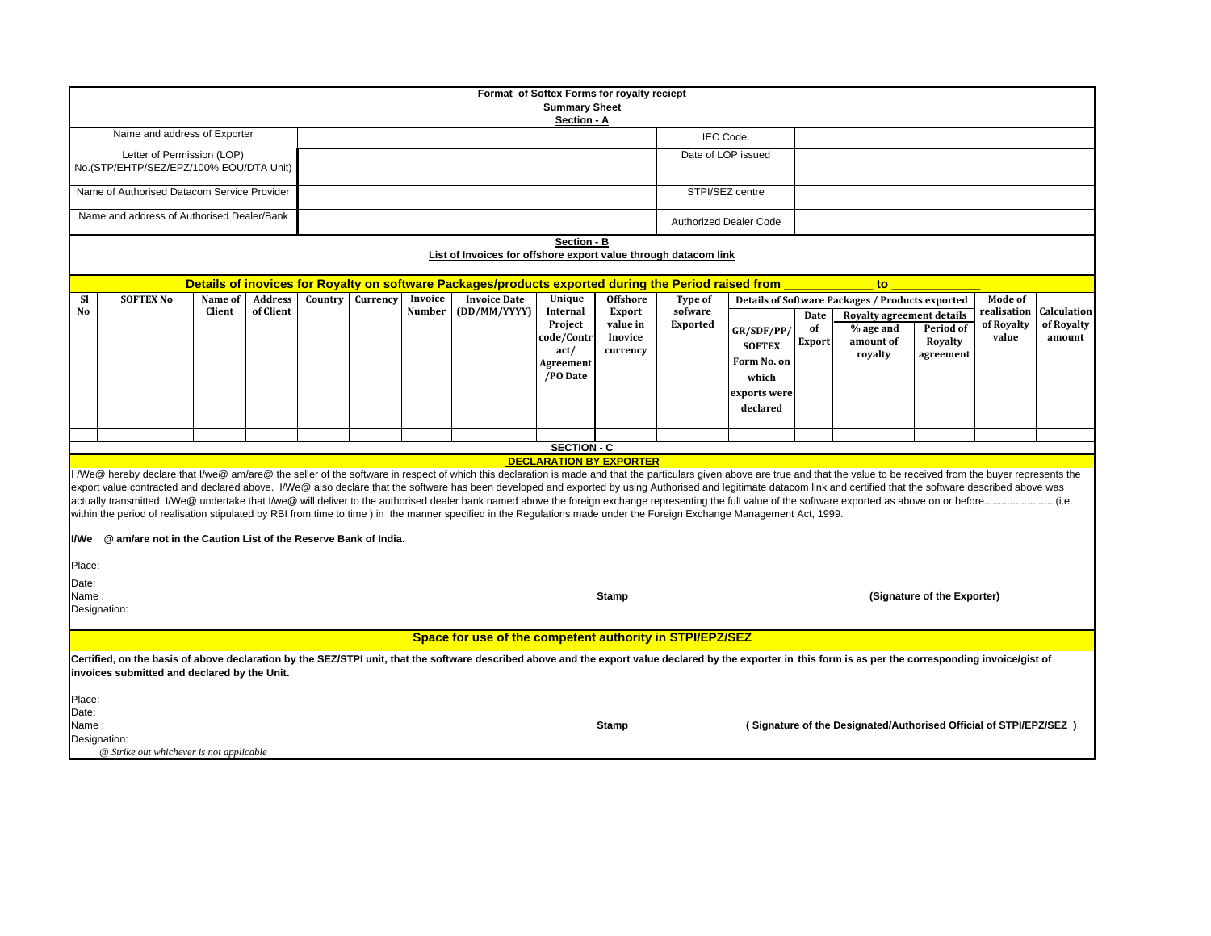**Format of Softex Forms for royalty reciept**

**Summary Sheet**

**Section - A**

| | | | |
|---|---|---|---|
| Name and address of Exporter | | IEC Code. | |
| Letter of Permission (LOP) No.(STP/EHTP/SEZ/EPZ/100% EOU/DTA Unit) | | Date of LOP issued | |
| Name of Authorised Datacom Service Provider | | STPI/SEZ centre | |
| Name and address of Authorised Dealer/Bank | | Authorized Dealer Code | |

**Section - B**

**List of Invoices for offshore export value through datacom link**

**Details of inovices for Royalty on software Packages/products exported during the Period raised from _____________ to _____________**

| Sl No | SOFTEX No | Name of Client | Address of Client | Country | Currency | Invoice Number | Invoice Date (DD/MM/YYYY) | Unique Internal Project code/Contract/ Agreement /PO Date | Offshore Export value in Inovice currency | Type of sofware Exported | Details of Software Packages / Products exported | | | | Mode of realisation of Royalty value | Calculation of Royalty amount |
|---|---|---|---|---|---|---|---|---|---|---|---|---|---|---|---|---|
| | | | | | | | | | | | GR/SDF/PP/ SOFTEX Form No. on which exports were declared | Date of Export | Royalty agreement details: % age and amount of royalty | Royalty agreement details: Period of Royalty agreement | | |
| | | | | | | | | | | | | | | | | |
| | | | | | | | | | | | | | | | | |

**SECTION - C**

**DECLARATION BY EXPORTER**

I /We@ hereby declare that I/we@ am/are@ the seller of the software in respect of which this declaration is made and that the particulars given above are true and that the value to be received from the buyer represents the export value contracted and declared above. I/We@ also declare that the software has been developed and exported by using Authorised and legitimate datacom link and certified that the software described above was actually transmitted. I/We@ undertake that I/we@ will deliver to the authorised dealer bank named above the foreign exchange representing the full value of the software exported as above on or before........................ (i.e. within the period of realisation stipulated by RBI from time to time ) in the manner specified in the Regulations made under the Foreign Exchange Management Act, 1999.

**I/We @ am/are not in the Caution List of the Reserve Bank of India.**

Place:

Date:

Name :

Designation:

**Stamp**

**(Signature of the Exporter)**

**Space for use of the competent authority in STPI/EPZ/SEZ**

**Certified, on the basis of above declaration by the SEZ/STPI unit, that the software described above and the export value declared by the exporter in this form is as per the corresponding invoice/gist of invoices submitted and declared by the Unit.**

Place:

Date:

Name :

Designation:

**Stamp**

**( Signature of the Designated/Authorised Official of STPI/EPZ/SEZ )**

*@ Strike out whichever is not applicable*